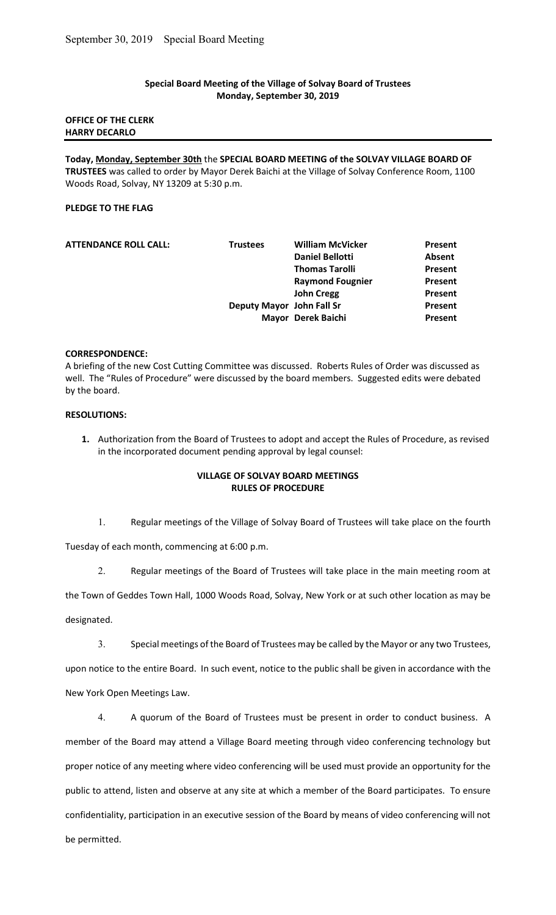**Special Board Meeting of the Village of Solvay Board of Trustees**
**Monday, September 30, 2019**

**OFFICE OF THE CLERK**
**HARRY DECARLO**

---

**Today, Monday, September 30th** the **SPECIAL BOARD MEETING of the SOLVAY VILLAGE BOARD OF TRUSTEES** was called to order by Mayor Derek Baichi at the Village of Solvay Conference Room, 1100 Woods Road, Solvay, NY 13209 at 5:30 p.m.

**PLEDGE TO THE FLAG**

| **ATTENDANCE ROLL CALL:** | **Trustees** | **William McVicker** | **Present** |
|---|---|---|---|
| | | **Daniel Bellotti** | **Absent** |
| | | **Thomas Tarolli** | **Present** |
| | | **Raymond Fougnier** | **Present** |
| | | **John Cregg** | **Present** |
| | **Deputy Mayor** | **John Fall Sr** | **Present** |
| | **Mayor** | **Derek Baichi** | **Present** |

**CORRESPONDENCE:**

A briefing of the new Cost Cutting Committee was discussed. Roberts Rules of Order was discussed as well. The "Rules of Procedure" were discussed by the board members. Suggested edits were debated by the board.

**RESOLUTIONS:**

1. Authorization from the Board of Trustees to adopt and accept the Rules of Procedure, as revised in the incorporated document pending approval by legal counsel:

**VILLAGE OF SOLVAY BOARD MEETINGS**
**RULES OF PROCEDURE**

1. Regular meetings of the Village of Solvay Board of Trustees will take place on the fourth Tuesday of each month, commencing at 6:00 p.m.

2. Regular meetings of the Board of Trustees will take place in the main meeting room at the Town of Geddes Town Hall, 1000 Woods Road, Solvay, New York or at such other location as may be designated.

3. Special meetings of the Board of Trustees may be called by the Mayor or any two Trustees, upon notice to the entire Board. In such event, notice to the public shall be given in accordance with the New York Open Meetings Law.

4. A quorum of the Board of Trustees must be present in order to conduct business. A member of the Board may attend a Village Board meeting through video conferencing technology but proper notice of any meeting where video conferencing will be used must provide an opportunity for the public to attend, listen and observe at any site at which a member of the Board participates. To ensure confidentiality, participation in an executive session of the Board by means of video conferencing will not be permitted.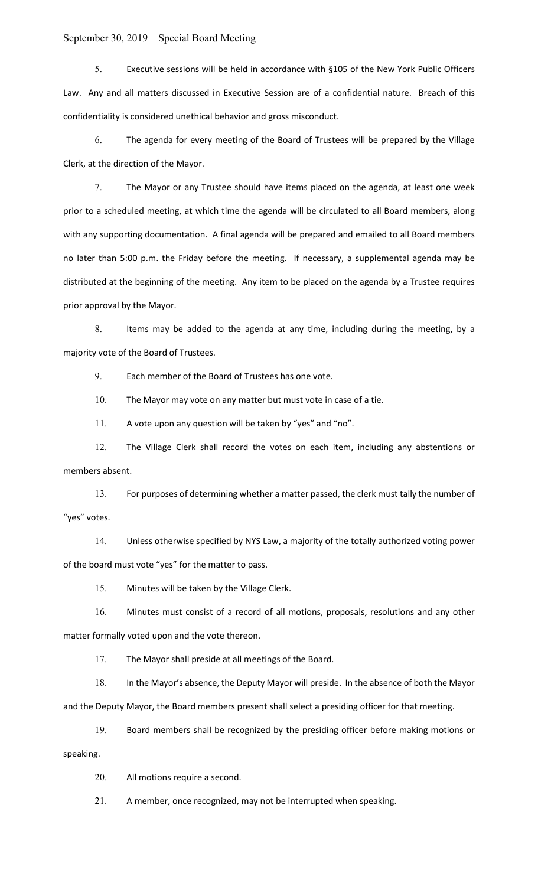5. Executive sessions will be held in accordance with §105 of the New York Public Officers Law. Any and all matters discussed in Executive Session are of a confidential nature. Breach of this confidentiality is considered unethical behavior and gross misconduct.

6. The agenda for every meeting of the Board of Trustees will be prepared by the Village Clerk, at the direction of the Mayor.

7. The Mayor or any Trustee should have items placed on the agenda, at least one week prior to a scheduled meeting, at which time the agenda will be circulated to all Board members, along with any supporting documentation. A final agenda will be prepared and emailed to all Board members no later than 5:00 p.m. the Friday before the meeting. If necessary, a supplemental agenda may be distributed at the beginning of the meeting. Any item to be placed on the agenda by a Trustee requires prior approval by the Mayor.

8. Items may be added to the agenda at any time, including during the meeting, by a majority vote of the Board of Trustees.

9. Each member of the Board of Trustees has one vote.

10. The Mayor may vote on any matter but must vote in case of a tie.

11. A vote upon any question will be taken by "yes" and "no".

12. The Village Clerk shall record the votes on each item, including any abstentions or members absent.

13. For purposes of determining whether a matter passed, the clerk must tally the number of "yes" votes.

14. Unless otherwise specified by NYS Law, a majority of the totally authorized voting power of the board must vote "yes" for the matter to pass.

15. Minutes will be taken by the Village Clerk.

16. Minutes must consist of a record of all motions, proposals, resolutions and any other matter formally voted upon and the vote thereon.

17. The Mayor shall preside at all meetings of the Board.

18. In the Mayor's absence, the Deputy Mayor will preside. In the absence of both the Mayor and the Deputy Mayor, the Board members present shall select a presiding officer for that meeting.

19. Board members shall be recognized by the presiding officer before making motions or speaking.

20. All motions require a second.

21. A member, once recognized, may not be interrupted when speaking.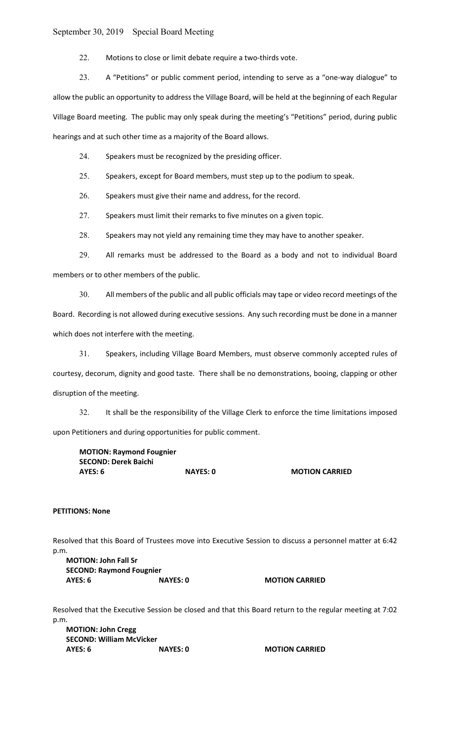22. Motions to close or limit debate require a two-thirds vote.

23. A "Petitions" or public comment period, intending to serve as a "one-way dialogue" to allow the public an opportunity to address the Village Board, will be held at the beginning of each Regular Village Board meeting. The public may only speak during the meeting's "Petitions" period, during public hearings and at such other time as a majority of the Board allows.

24. Speakers must be recognized by the presiding officer.

25. Speakers, except for Board members, must step up to the podium to speak.

26. Speakers must give their name and address, for the record.

27. Speakers must limit their remarks to five minutes on a given topic.

28. Speakers may not yield any remaining time they may have to another speaker.

29. All remarks must be addressed to the Board as a body and not to individual Board members or to other members of the public.

30. All members of the public and all public officials may tape or video record meetings of the Board. Recording is not allowed during executive sessions. Any such recording must be done in a manner which does not interfere with the meeting.

31. Speakers, including Village Board Members, must observe commonly accepted rules of courtesy, decorum, dignity and good taste. There shall be no demonstrations, booing, clapping or other disruption of the meeting.

32. It shall be the responsibility of the Village Clerk to enforce the time limitations imposed upon Petitioners and during opportunities for public comment.

**MOTION: Raymond Fougnier**
**SECOND: Derek Baichi**
**AYES: 6 NAYES: 0 MOTION CARRIED**

**PETITIONS: None**

Resolved that this Board of Trustees move into Executive Session to discuss a personnel matter at 6:42 p.m.

**MOTION: John Fall Sr**
**SECOND: Raymond Fougnier**
**AYES: 6 NAYES: 0 MOTION CARRIED**

Resolved that the Executive Session be closed and that this Board return to the regular meeting at 7:02 p.m.

**MOTION: John Cregg**
**SECOND: William McVicker**
**AYES: 6 NAYES: 0 MOTION CARRIED**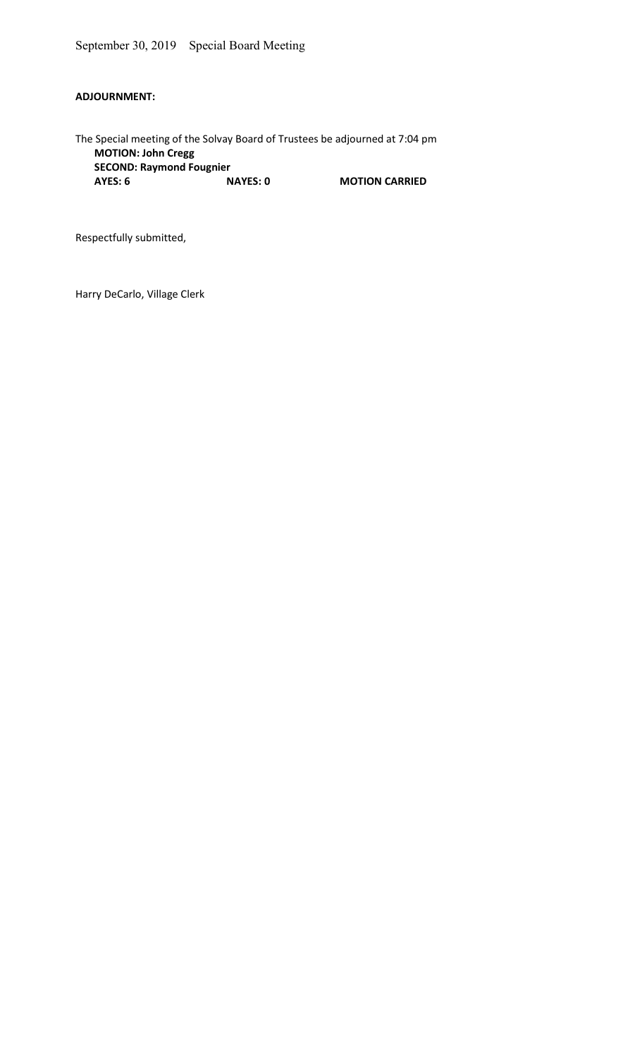**ADJOURNMENT:**

The Special meeting of the Solvay Board of Trustees be adjourned at 7:04 pm

**MOTION: John Cregg**
**SECOND: Raymond Fougnier**
**AYES: 6 NAYES: 0 MOTION CARRIED**

Respectfully submitted,

Harry DeCarlo, Village Clerk